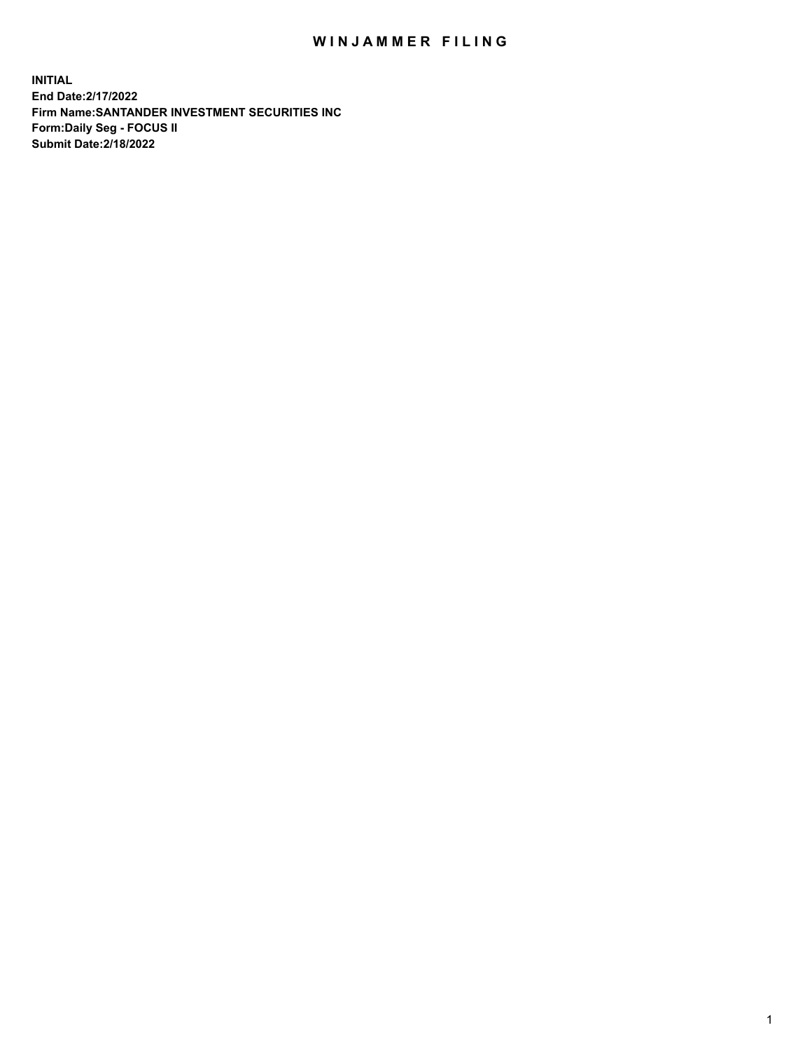# WINJAMMER FILING

**INITIAL**
**End Date:2/17/2022**
**Firm Name:SANTANDER INVESTMENT SECURITIES INC**
**Form:Daily Seg - FOCUS II**
**Submit Date:2/18/2022**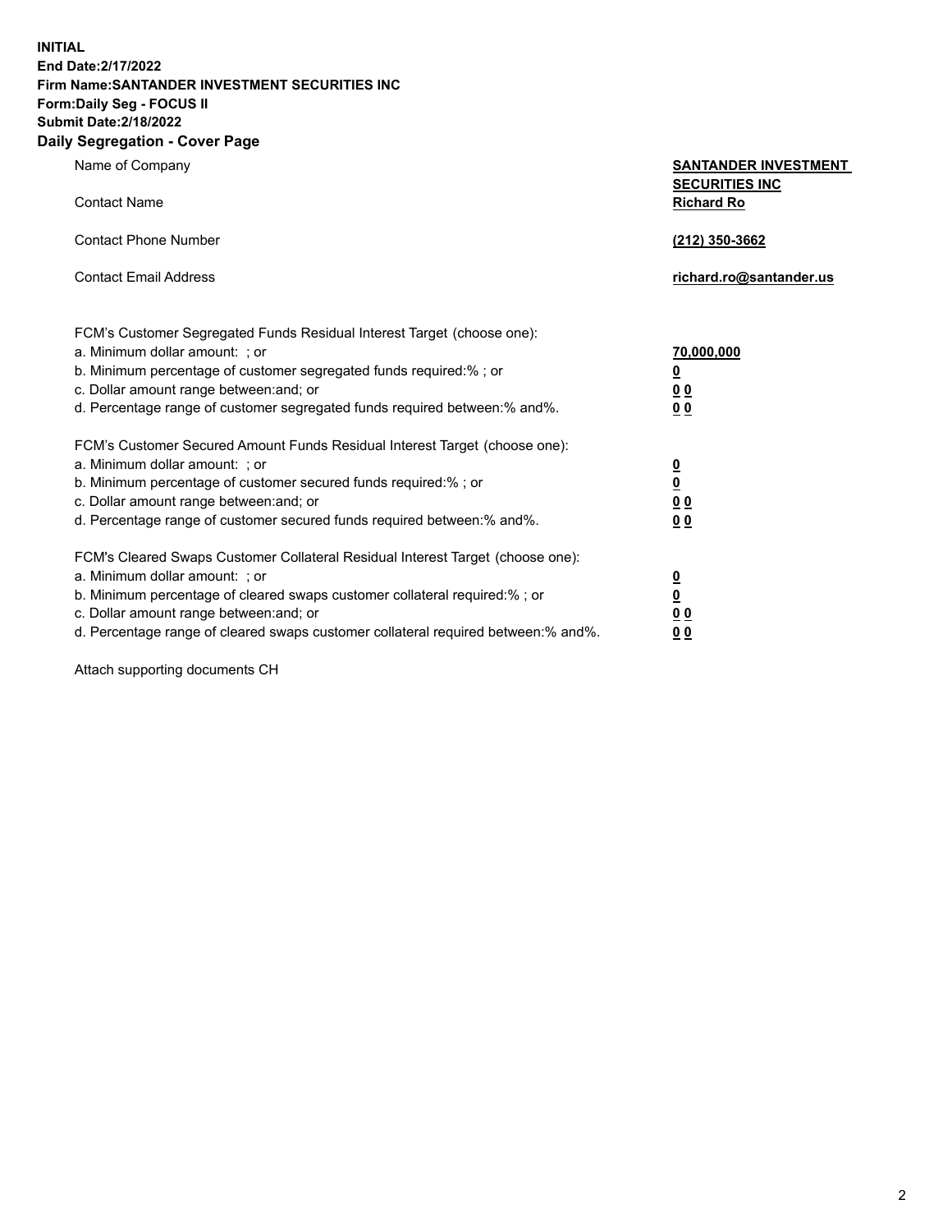**INITIAL**
**End Date:2/17/2022**
**Firm Name:SANTANDER INVESTMENT SECURITIES INC**
**Form:Daily Seg - FOCUS II**
**Submit Date:2/18/2022**

## Daily Segregation - Cover Page

| | |
|---|---|
| Name of Company | **SANTANDER INVESTMENT SECURITIES INC** |
| Contact Name | **Richard Ro** |
| Contact Phone Number | **(212) 350-3662** |
| Contact Email Address | **richard.ro@santander.us** |

FCM's Customer Segregated Funds Residual Interest Target (choose one):

| | |
|---|---|
| a. Minimum dollar amount: ; or | **70,000,000** |
| b. Minimum percentage of customer segregated funds required:% ; or | **0** |
| c. Dollar amount range between:and; or | **0 0** |
| d. Percentage range of customer segregated funds required between:% and%. | **0 0** |

FCM's Customer Secured Amount Funds Residual Interest Target (choose one):

| | |
|---|---|
| a. Minimum dollar amount: ; or | **0** |
| b. Minimum percentage of customer secured funds required:% ; or | **0** |
| c. Dollar amount range between:and; or | **0 0** |
| d. Percentage range of customer secured funds required between:% and%. | **0 0** |

FCM's Cleared Swaps Customer Collateral Residual Interest Target (choose one):

| | |
|---|---|
| a. Minimum dollar amount: ; or | **0** |
| b. Minimum percentage of cleared swaps customer collateral required:% ; or | **0** |
| c. Dollar amount range between:and; or | **0 0** |
| d. Percentage range of cleared swaps customer collateral required between:% and%. | **0 0** |

Attach supporting documents CH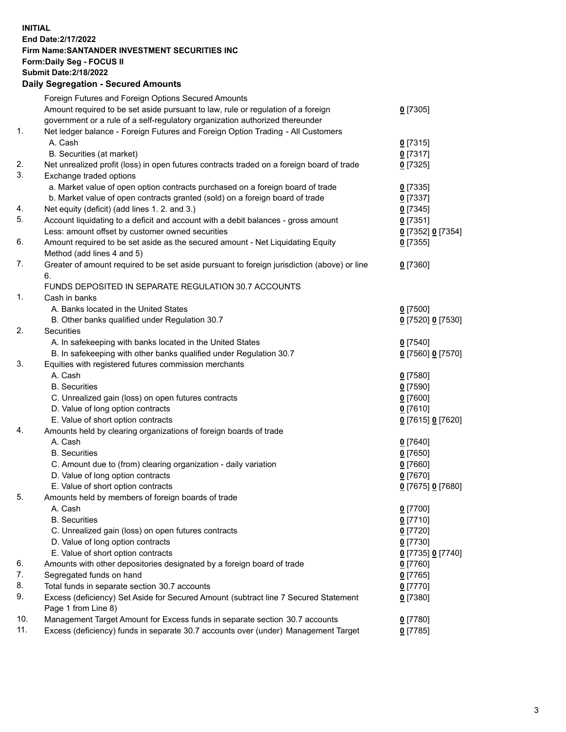**INITIAL**
**End Date:2/17/2022**
**Firm Name:SANTANDER INVESTMENT SECURITIES INC**
**Form:Daily Seg - FOCUS II**
**Submit Date:2/18/2022**

**Daily Segregation - Secured Amounts**

| | | |
|---|---|---|
| | Foreign Futures and Foreign Options Secured Amounts | |
| | Amount required to be set aside pursuant to law, rule or regulation of a foreign government or a rule of a self-regulatory organization authorized thereunder | 0 [7305] |
| 1. | Net ledger balance - Foreign Futures and Foreign Option Trading - All Customers | |
| | A. Cash | 0 [7315] |
| | B. Securities (at market) | 0 [7317] |
| 2. | Net unrealized profit (loss) in open futures contracts traded on a foreign board of trade | 0 [7325] |
| 3. | Exchange traded options | |
| | a. Market value of open option contracts purchased on a foreign board of trade | 0 [7335] |
| | b. Market value of open contracts granted (sold) on a foreign board of trade | 0 [7337] |
| 4. | Net equity (deficit) (add lines 1. 2. and 3.) | 0 [7345] |
| 5. | Account liquidating to a deficit and account with a debit balances - gross amount | 0 [7351] |
| | Less: amount offset by customer owned securities | 0 [7352] 0 [7354] |
| 6. | Amount required to be set aside as the secured amount - Net Liquidating Equity Method (add lines 4 and 5) | 0 [7355] |
| 7. | Greater of amount required to be set aside pursuant to foreign jurisdiction (above) or line 6. | 0 [7360] |
| | FUNDS DEPOSITED IN SEPARATE REGULATION 30.7 ACCOUNTS | |
| 1. | Cash in banks | |
| | A. Banks located in the United States | 0 [7500] |
| | B. Other banks qualified under Regulation 30.7 | 0 [7520] 0 [7530] |
| 2. | Securities | |
| | A. In safekeeping with banks located in the United States | 0 [7540] |
| | B. In safekeeping with other banks qualified under Regulation 30.7 | 0 [7560] 0 [7570] |
| 3. | Equities with registered futures commission merchants | |
| | A. Cash | 0 [7580] |
| | B. Securities | 0 [7590] |
| | C. Unrealized gain (loss) on open futures contracts | 0 [7600] |
| | D. Value of long option contracts | 0 [7610] |
| | E. Value of short option contracts | 0 [7615] 0 [7620] |
| 4. | Amounts held by clearing organizations of foreign boards of trade | |
| | A. Cash | 0 [7640] |
| | B. Securities | 0 [7650] |
| | C. Amount due to (from) clearing organization - daily variation | 0 [7660] |
| | D. Value of long option contracts | 0 [7670] |
| | E. Value of short option contracts | 0 [7675] 0 [7680] |
| 5. | Amounts held by members of foreign boards of trade | |
| | A. Cash | 0 [7700] |
| | B. Securities | 0 [7710] |
| | C. Unrealized gain (loss) on open futures contracts | 0 [7720] |
| | D. Value of long option contracts | 0 [7730] |
| | E. Value of short option contracts | 0 [7735] 0 [7740] |
| 6. | Amounts with other depositories designated by a foreign board of trade | 0 [7760] |
| 7. | Segregated funds on hand | 0 [7765] |
| 8. | Total funds in separate section 30.7 accounts | 0 [7770] |
| 9. | Excess (deficiency) Set Aside for Secured Amount (subtract line 7 Secured Statement Page 1 from Line 8) | 0 [7380] |
| 10. | Management Target Amount for Excess funds in separate section 30.7 accounts | 0 [7780] |
| 11. | Excess (deficiency) funds in separate 30.7 accounts over (under) Management Target | 0 [7785] |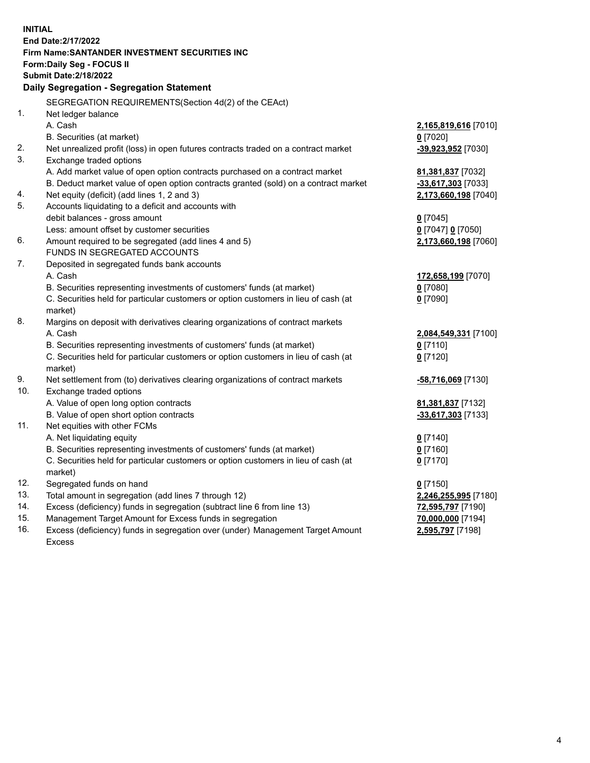**INITIAL**
**End Date:2/17/2022**
**Firm Name:SANTANDER INVESTMENT SECURITIES INC**
**Form:Daily Seg - FOCUS II**
**Submit Date:2/18/2022**

**Daily Segregation - Segregation Statement**

| | | |
|---|---|---|
| | SEGREGATION REQUIREMENTS(Section 4d(2) of the CEAct) | |
| 1. | Net ledger balance | |
| | A. Cash | **2,165,819,616** [7010] |
| | B. Securities (at market) | **0** [7020] |
| 2. | Net unrealized profit (loss) in open futures contracts traded on a contract market | **-39,923,952** [7030] |
| 3. | Exchange traded options | |
| | A. Add market value of open option contracts purchased on a contract market | **81,381,837** [7032] |
| | B. Deduct market value of open option contracts granted (sold) on a contract market | **-33,617,303** [7033] |
| 4. | Net equity (deficit) (add lines 1, 2 and 3) | **2,173,660,198** [7040] |
| 5. | Accounts liquidating to a deficit and accounts with debit balances - gross amount | **0** [7045] |
| | Less: amount offset by customer securities | **0** [7047] **0** [7050] |
| 6. | Amount required to be segregated (add lines 4 and 5) | **2,173,660,198** [7060] |
| | FUNDS IN SEGREGATED ACCOUNTS | |
| 7. | Deposited in segregated funds bank accounts | |
| | A. Cash | **172,658,199** [7070] |
| | B. Securities representing investments of customers' funds (at market) | **0** [7080] |
| | C. Securities held for particular customers or option customers in lieu of cash (at market) | **0** [7090] |
| 8. | Margins on deposit with derivatives clearing organizations of contract markets | |
| | A. Cash | **2,084,549,331** [7100] |
| | B. Securities representing investments of customers' funds (at market) | **0** [7110] |
| | C. Securities held for particular customers or option customers in lieu of cash (at market) | **0** [7120] |
| 9. | Net settlement from (to) derivatives clearing organizations of contract markets | **-58,716,069** [7130] |
| 10. | Exchange traded options | |
| | A. Value of open long option contracts | **81,381,837** [7132] |
| | B. Value of open short option contracts | **-33,617,303** [7133] |
| 11. | Net equities with other FCMs | |
| | A. Net liquidating equity | **0** [7140] |
| | B. Securities representing investments of customers' funds (at market) | **0** [7160] |
| | C. Securities held for particular customers or option customers in lieu of cash (at market) | **0** [7170] |
| 12. | Segregated funds on hand | **0** [7150] |
| 13. | Total amount in segregation (add lines 7 through 12) | **2,246,255,995** [7180] |
| 14. | Excess (deficiency) funds in segregation (subtract line 6 from line 13) | **72,595,797** [7190] |
| 15. | Management Target Amount for Excess funds in segregation | **70,000,000** [7194] |
| 16. | Excess (deficiency) funds in segregation over (under) Management Target Amount Excess | **2,595,797** [7198] |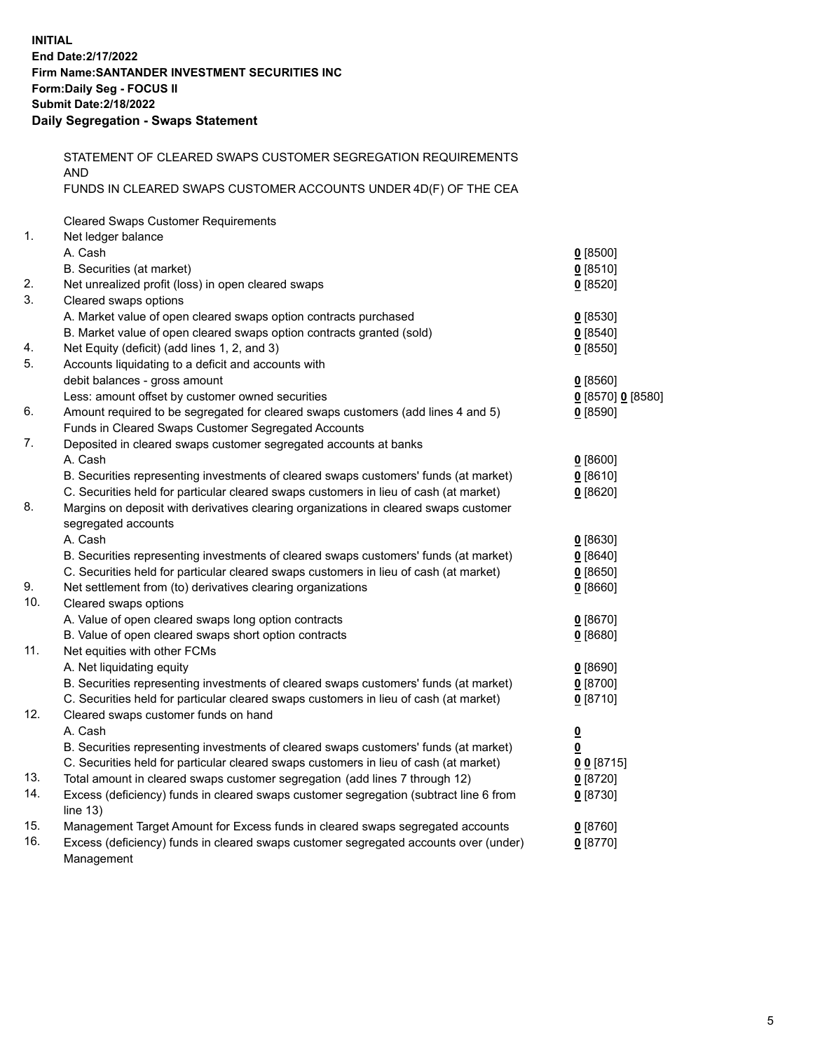**INITIAL**
**End Date:2/17/2022**
**Firm Name:SANTANDER INVESTMENT SECURITIES INC**
**Form:Daily Seg - FOCUS II**
**Submit Date:2/18/2022**
**Daily Segregation - Swaps Statement**

STATEMENT OF CLEARED SWAPS CUSTOMER SEGREGATION REQUIREMENTS AND FUNDS IN CLEARED SWAPS CUSTOMER ACCOUNTS UNDER 4D(F) OF THE CEA

| | | |
|---|---|---|
| | Cleared Swaps Customer Requirements | |
| 1. | Net ledger balance | |
| | A. Cash | 0 [8500] |
| | B. Securities (at market) | 0 [8510] |
| 2. | Net unrealized profit (loss) in open cleared swaps | 0 [8520] |
| 3. | Cleared swaps options | |
| | A. Market value of open cleared swaps option contracts purchased | 0 [8530] |
| | B. Market value of open cleared swaps option contracts granted (sold) | 0 [8540] |
| 4. | Net Equity (deficit) (add lines 1, 2, and 3) | 0 [8550] |
| 5. | Accounts liquidating to a deficit and accounts with debit balances - gross amount | 0 [8560] |
| | Less: amount offset by customer owned securities | 0 [8570] 0 [8580] |
| 6. | Amount required to be segregated for cleared swaps customers (add lines 4 and 5) | 0 [8590] |
| | Funds in Cleared Swaps Customer Segregated Accounts | |
| 7. | Deposited in cleared swaps customer segregated accounts at banks | |
| | A. Cash | 0 [8600] |
| | B. Securities representing investments of cleared swaps customers' funds (at market) | 0 [8610] |
| | C. Securities held for particular cleared swaps customers in lieu of cash (at market) | 0 [8620] |
| 8. | Margins on deposit with derivatives clearing organizations in cleared swaps customer segregated accounts | |
| | A. Cash | 0 [8630] |
| | B. Securities representing investments of cleared swaps customers' funds (at market) | 0 [8640] |
| | C. Securities held for particular cleared swaps customers in lieu of cash (at market) | 0 [8650] |
| 9. | Net settlement from (to) derivatives clearing organizations | 0 [8660] |
| 10. | Cleared swaps options | |
| | A. Value of open cleared swaps long option contracts | 0 [8670] |
| | B. Value of open cleared swaps short option contracts | 0 [8680] |
| 11. | Net equities with other FCMs | |
| | A. Net liquidating equity | 0 [8690] |
| | B. Securities representing investments of cleared swaps customers' funds (at market) | 0 [8700] |
| | C. Securities held for particular cleared swaps customers in lieu of cash (at market) | 0 [8710] |
| 12. | Cleared swaps customer funds on hand | |
| | A. Cash | 0 |
| | B. Securities representing investments of cleared swaps customers' funds (at market) | 0 |
| | C. Securities held for particular cleared swaps customers in lieu of cash (at market) | 0 0 [8715] |
| 13. | Total amount in cleared swaps customer segregation (add lines 7 through 12) | 0 [8720] |
| 14. | Excess (deficiency) funds in cleared swaps customer segregation (subtract line 6 from line 13) | 0 [8730] |
| 15. | Management Target Amount for Excess funds in cleared swaps segregated accounts | 0 [8760] |
| 16. | Excess (deficiency) funds in cleared swaps customer segregated accounts over (under) Management | 0 [8770] |